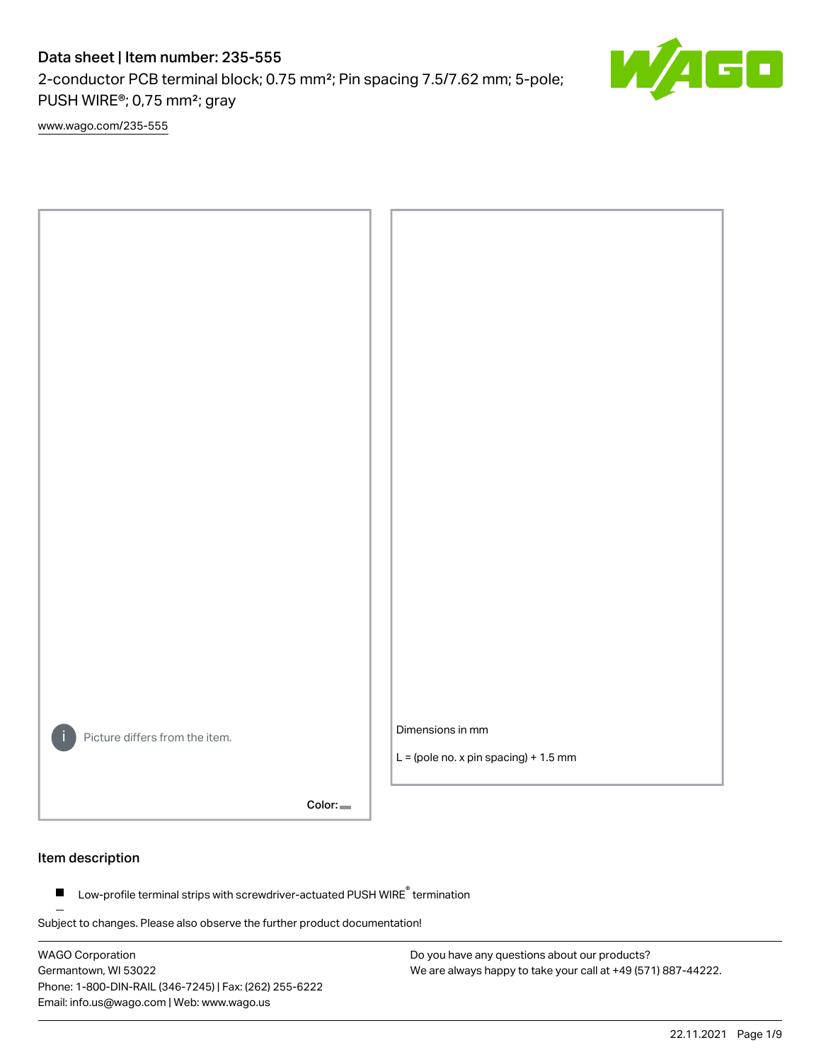# Data sheet | Item number: 235-555

2-conductor PCB terminal block; 0.75 mm²; Pin spacing 7.5/7.62 mm; 5-pole; PUSH WIRE®; 0,75 mm²; gray

www.wago.com/235-555

Picture differs from the item.

Color:

Dimensions in mm

L = (pole no. x pin spacing) + 1.5 mm

## Item description

- Low-profile terminal strips with screwdriver-actuated PUSH WIRE® termination

Subject to changes. Please also observe the further product documentation!

WAGO Corporation
Germantown, WI 53022
Phone: 1-800-DIN-RAIL (346-7245) | Fax: (262) 255-6222
Email: info.us@wago.com | Web: www.wago.us

Do you have any questions about our products?
We are always happy to take your call at +49 (571) 887-44222.

22.11.2021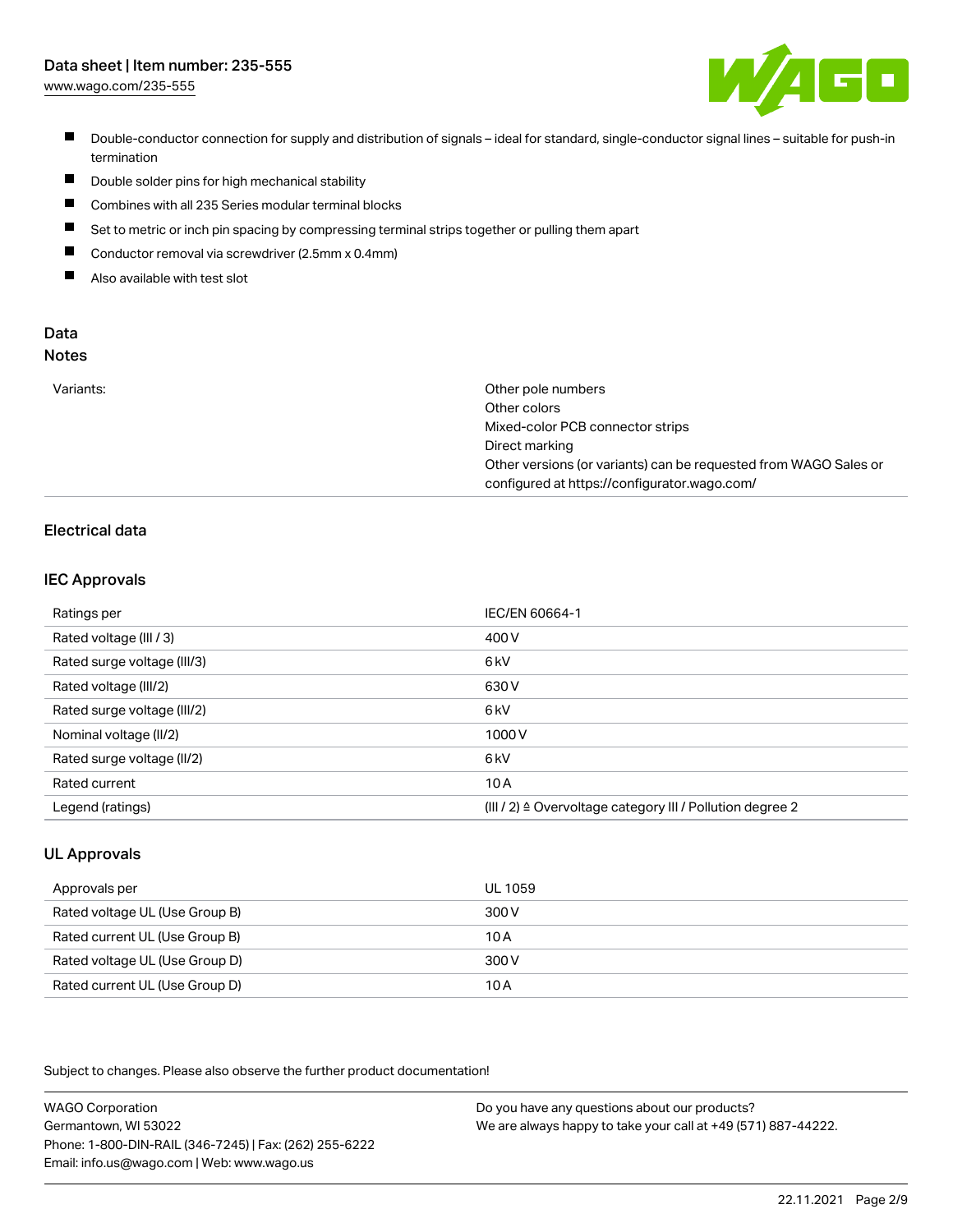- Double-conductor connection for supply and distribution of signals – ideal for standard, single-conductor signal lines – suitable for push-in termination
- Double solder pins for high mechanical stability
- Combines with all 235 Series modular terminal blocks
- Set to metric or inch pin spacing by compressing terminal strips together or pulling them apart
- Conductor removal via screwdriver (2.5mm x 0.4mm)
- Also available with test slot

## Data

### Notes

| | |
|---|---|
| Variants: | Other pole numbers<br>Other colors<br>Mixed-color PCB connector strips<br>Direct marking<br>Other versions (or variants) can be requested from WAGO Sales or configured at https://configurator.wago.com/ |

### Electrical data

#### IEC Approvals

| | |
|---|---|
| Ratings per | IEC/EN 60664-1 |
| Rated voltage (III / 3) | 400 V |
| Rated surge voltage (III/3) | 6 kV |
| Rated voltage (III/2) | 630 V |
| Rated surge voltage (III/2) | 6 kV |
| Nominal voltage (II/2) | 1000 V |
| Rated surge voltage (II/2) | 6 kV |
| Rated current | 10 A |
| Legend (ratings) | (III / 2) ≙ Overvoltage category III / Pollution degree 2 |

#### UL Approvals

| | |
|---|---|
| Approvals per | UL 1059 |
| Rated voltage UL (Use Group B) | 300 V |
| Rated current UL (Use Group B) | 10 A |
| Rated voltage UL (Use Group D) | 300 V |
| Rated current UL (Use Group D) | 10 A |

Subject to changes. Please also observe the further product documentation!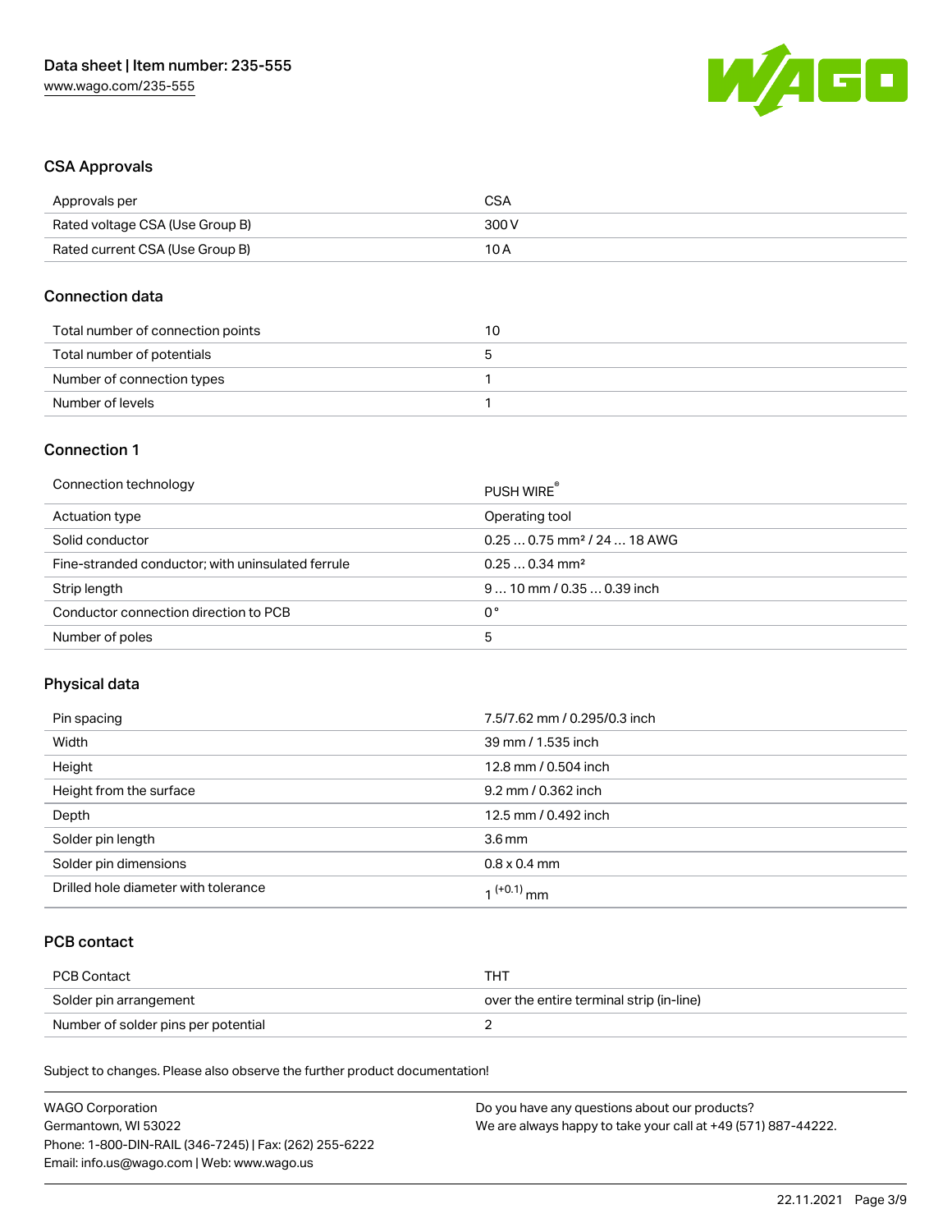## CSA Approvals

| Approvals per | CSA |
| --- | --- |
| Rated voltage CSA (Use Group B) | 300 V |
| Rated current CSA (Use Group B) | 10 A |

## Connection data

| Total number of connection points | 10 |
| --- | --- |
| Total number of potentials | 5 |
| Number of connection types | 1 |
| Number of levels | 1 |

## Connection 1

| Connection technology | PUSH WIRE® |
| --- | --- |
| Actuation type | Operating tool |
| Solid conductor | 0.25 … 0.75 mm² / 24 … 18 AWG |
| Fine-stranded conductor; with uninsulated ferrule | 0.25 … 0.34 mm² |
| Strip length | 9 … 10 mm / 0.35 … 0.39 inch |
| Conductor connection direction to PCB | 0 ° |
| Number of poles | 5 |

## Physical data

| Pin spacing | 7.5/7.62 mm / 0.295/0.3 inch |
| --- | --- |
| Width | 39 mm / 1.535 inch |
| Height | 12.8 mm / 0.504 inch |
| Height from the surface | 9.2 mm / 0.362 inch |
| Depth | 12.5 mm / 0.492 inch |
| Solder pin length | 3.6 mm |
| Solder pin dimensions | 0.8 x 0.4 mm |
| Drilled hole diameter with tolerance | $1^{(+0.1)}$ mm |

## PCB contact

| PCB Contact | THT |
| --- | --- |
| Solder pin arrangement | over the entire terminal strip (in-line) |
| Number of solder pins per potential | 2 |

Subject to changes. Please also observe the further product documentation!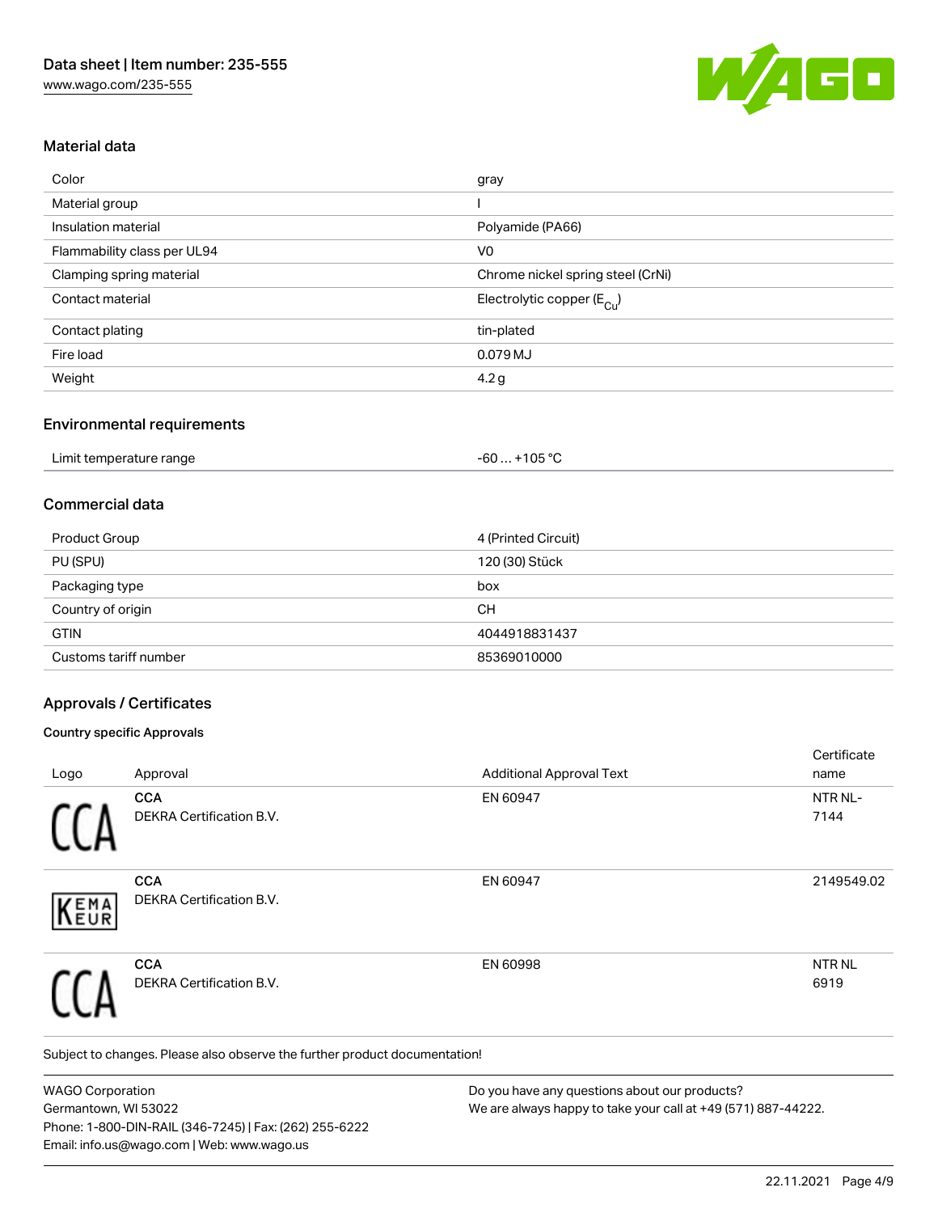## Material data

| | |
|---|---|
| Color | gray |
| Material group | I |
| Insulation material | Polyamide (PA66) |
| Flammability class per UL94 | V0 |
| Clamping spring material | Chrome nickel spring steel (CrNi) |
| Contact material | Electrolytic copper ($E_{Cu}$) |
| Contact plating | tin-plated |
| Fire load | 0.079 MJ |
| Weight | 4.2 g |

## Environmental requirements

| | |
|---|---|
| Limit temperature range | -60 … +105 °C |

## Commercial data

| | |
|---|---|
| Product Group | 4 (Printed Circuit) |
| PU (SPU) | 120 (30) Stück |
| Packaging type | box |
| Country of origin | CH |
| GTIN | 4044918831437 |
| Customs tariff number | 85369010000 |

## Approvals / Certificates

### Country specific Approvals

| Logo | Approval | Additional Approval Text | Certificate name |
|---|---|---|---|
| | **CCA** DEKRA Certification B.V. | EN 60947 | NTR NL-7144 |
| | **CCA** DEKRA Certification B.V. | EN 60947 | 2149549.02 |
| | **CCA** DEKRA Certification B.V. | EN 60998 | NTR NL 6919 |

Subject to changes. Please also observe the further product documentation!

WAGO Corporation
Germantown, WI 53022
Phone: 1-800-DIN-RAIL (346-7245) | Fax: (262) 255-6222
Email: info.us@wago.com | Web: www.wago.us

Do you have any questions about our products?
We are always happy to take your call at +49 (571) 887-44222.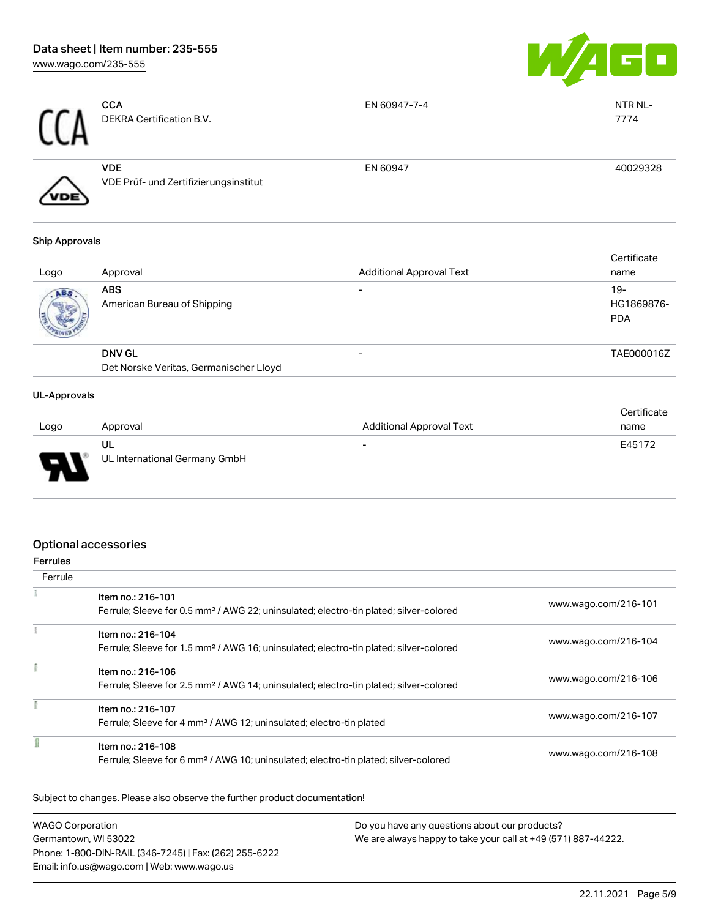| | | | |
|---|---|---|---|
| | **CCA**<br>DEKRA Certification B.V. | EN 60947-7-4 | NTR NL-7774 |
| | **VDE**<br>VDE Prüf- und Zertifizierungsinstitut | EN 60947 | 40029328 |

### Ship Approvals

| Logo | Approval | Additional Approval Text | Certificate name |
|---|---|---|---|
| | **ABS**<br>American Bureau of Shipping | - | 19-HG1869876-PDA |
| | **DNV GL**<br>Det Norske Veritas, Germanischer Lloyd | - | TAE000016Z |

### UL-Approvals

| Logo | Approval | Additional Approval Text | Certificate name |
|---|---|---|---|
| | **UL**<br>UL International Germany GmbH | - | E45172 |

## Optional accessories

### Ferrules

| Ferrule | | |
|---|---|---|
| | Item no.: 216-101<br>Ferrule; Sleeve for 0.5 mm² / AWG 22; uninsulated; electro-tin plated; silver-colored | www.wago.com/216-101 |
| | Item no.: 216-104<br>Ferrule; Sleeve for 1.5 mm² / AWG 16; uninsulated; electro-tin plated; silver-colored | www.wago.com/216-104 |
| | Item no.: 216-106<br>Ferrule; Sleeve for 2.5 mm² / AWG 14; uninsulated; electro-tin plated; silver-colored | www.wago.com/216-106 |
| | Item no.: 216-107<br>Ferrule; Sleeve for 4 mm² / AWG 12; uninsulated; electro-tin plated | www.wago.com/216-107 |
| | Item no.: 216-108<br>Ferrule; Sleeve for 6 mm² / AWG 10; uninsulated; electro-tin plated; silver-colored | www.wago.com/216-108 |

Subject to changes. Please also observe the further product documentation!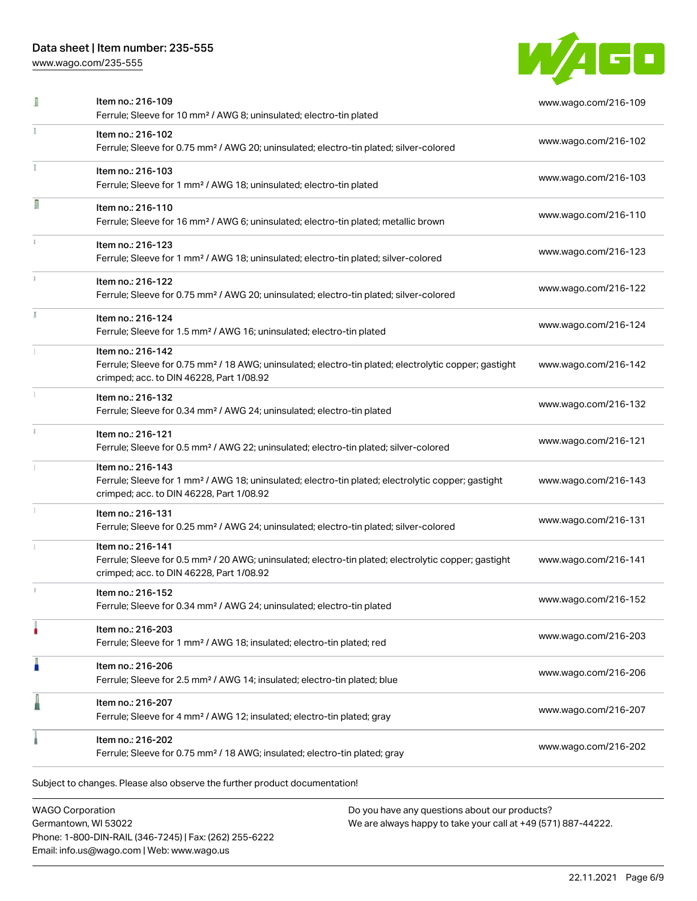| | | |
|---|---|---|
| | Item no.: 216-109<br>Ferrule; Sleeve for 10 mm² / AWG 8; uninsulated; electro-tin plated | www.wago.com/216-109 |
| | Item no.: 216-102<br>Ferrule; Sleeve for 0.75 mm² / AWG 20; uninsulated; electro-tin plated; silver-colored | www.wago.com/216-102 |
| | Item no.: 216-103<br>Ferrule; Sleeve for 1 mm² / AWG 18; uninsulated; electro-tin plated | www.wago.com/216-103 |
| | Item no.: 216-110<br>Ferrule; Sleeve for 16 mm² / AWG 6; uninsulated; electro-tin plated; metallic brown | www.wago.com/216-110 |
| | Item no.: 216-123<br>Ferrule; Sleeve for 1 mm² / AWG 18; uninsulated; electro-tin plated; silver-colored | www.wago.com/216-123 |
| | Item no.: 216-122<br>Ferrule; Sleeve for 0.75 mm² / AWG 20; uninsulated; electro-tin plated; silver-colored | www.wago.com/216-122 |
| | Item no.: 216-124<br>Ferrule; Sleeve for 1.5 mm² / AWG 16; uninsulated; electro-tin plated | www.wago.com/216-124 |
| | Item no.: 216-142<br>Ferrule; Sleeve for 0.75 mm² / 18 AWG; uninsulated; electro-tin plated; electrolytic copper; gastight crimped; acc. to DIN 46228, Part 1/08.92 | www.wago.com/216-142 |
| | Item no.: 216-132<br>Ferrule; Sleeve for 0.34 mm² / AWG 24; uninsulated; electro-tin plated | www.wago.com/216-132 |
| | Item no.: 216-121<br>Ferrule; Sleeve for 0.5 mm² / AWG 22; uninsulated; electro-tin plated; silver-colored | www.wago.com/216-121 |
| | Item no.: 216-143<br>Ferrule; Sleeve for 1 mm² / AWG 18; uninsulated; electro-tin plated; electrolytic copper; gastight crimped; acc. to DIN 46228, Part 1/08.92 | www.wago.com/216-143 |
| | Item no.: 216-131<br>Ferrule; Sleeve for 0.25 mm² / AWG 24; uninsulated; electro-tin plated; silver-colored | www.wago.com/216-131 |
| | Item no.: 216-141<br>Ferrule; Sleeve for 0.5 mm² / 20 AWG; uninsulated; electro-tin plated; electrolytic copper; gastight crimped; acc. to DIN 46228, Part 1/08.92 | www.wago.com/216-141 |
| | Item no.: 216-152<br>Ferrule; Sleeve for 0.34 mm² / AWG 24; uninsulated; electro-tin plated | www.wago.com/216-152 |
| | Item no.: 216-203<br>Ferrule; Sleeve for 1 mm² / AWG 18; insulated; electro-tin plated; red | www.wago.com/216-203 |
| | Item no.: 216-206<br>Ferrule; Sleeve for 2.5 mm² / AWG 14; insulated; electro-tin plated; blue | www.wago.com/216-206 |
| | Item no.: 216-207<br>Ferrule; Sleeve for 4 mm² / AWG 12; insulated; electro-tin plated; gray | www.wago.com/216-207 |
| | Item no.: 216-202<br>Ferrule; Sleeve for 0.75 mm² / 18 AWG; insulated; electro-tin plated; gray | www.wago.com/216-202 |

Subject to changes. Please also observe the further product documentation!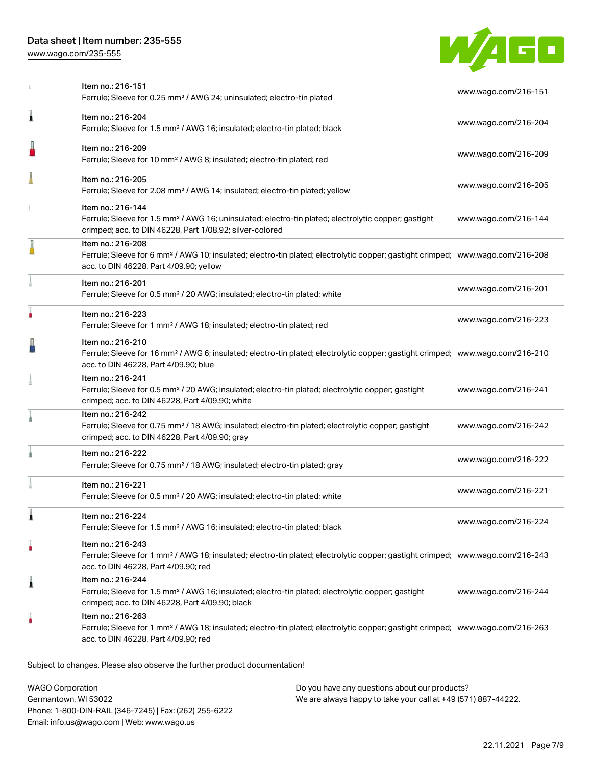| | | |
|---|---|---|
| | Item no.: 216-151<br>Ferrule; Sleeve for 0.25 mm² / AWG 24; uninsulated; electro-tin plated | www.wago.com/216-151 |
| | Item no.: 216-204<br>Ferrule; Sleeve for 1.5 mm² / AWG 16; insulated; electro-tin plated; black | www.wago.com/216-204 |
| | Item no.: 216-209<br>Ferrule; Sleeve for 10 mm² / AWG 8; insulated; electro-tin plated; red | www.wago.com/216-209 |
| | Item no.: 216-205<br>Ferrule; Sleeve for 2.08 mm² / AWG 14; insulated; electro-tin plated; yellow | www.wago.com/216-205 |
| | Item no.: 216-144<br>Ferrule; Sleeve for 1.5 mm² / AWG 16; uninsulated; electro-tin plated; electrolytic copper; gastight crimped; acc. to DIN 46228, Part 1/08.92; silver-colored | www.wago.com/216-144 |
| | Item no.: 216-208<br>Ferrule; Sleeve for 6 mm² / AWG 10; insulated; electro-tin plated; electrolytic copper; gastight crimped; acc. to DIN 46228, Part 4/09.90; yellow | www.wago.com/216-208 |
| | Item no.: 216-201<br>Ferrule; Sleeve for 0.5 mm² / 20 AWG; insulated; electro-tin plated; white | www.wago.com/216-201 |
| | Item no.: 216-223<br>Ferrule; Sleeve for 1 mm² / AWG 18; insulated; electro-tin plated; red | www.wago.com/216-223 |
| | Item no.: 216-210<br>Ferrule; Sleeve for 16 mm² / AWG 6; insulated; electro-tin plated; electrolytic copper; gastight crimped; acc. to DIN 46228, Part 4/09.90; blue | www.wago.com/216-210 |
| | Item no.: 216-241<br>Ferrule; Sleeve for 0.5 mm² / 20 AWG; insulated; electro-tin plated; electrolytic copper; gastight crimped; acc. to DIN 46228, Part 4/09.90; white | www.wago.com/216-241 |
| | Item no.: 216-242<br>Ferrule; Sleeve for 0.75 mm² / 18 AWG; insulated; electro-tin plated; electrolytic copper; gastight crimped; acc. to DIN 46228, Part 4/09.90; gray | www.wago.com/216-242 |
| | Item no.: 216-222<br>Ferrule; Sleeve for 0.75 mm² / 18 AWG; insulated; electro-tin plated; gray | www.wago.com/216-222 |
| | Item no.: 216-221<br>Ferrule; Sleeve for 0.5 mm² / 20 AWG; insulated; electro-tin plated; white | www.wago.com/216-221 |
| | Item no.: 216-224<br>Ferrule; Sleeve for 1.5 mm² / AWG 16; insulated; electro-tin plated; black | www.wago.com/216-224 |
| | Item no.: 216-243<br>Ferrule; Sleeve for 1 mm² / AWG 18; insulated; electro-tin plated; electrolytic copper; gastight crimped; acc. to DIN 46228, Part 4/09.90; red | www.wago.com/216-243 |
| | Item no.: 216-244<br>Ferrule; Sleeve for 1.5 mm² / AWG 16; insulated; electro-tin plated; electrolytic copper; gastight crimped; acc. to DIN 46228, Part 4/09.90; black | www.wago.com/216-244 |
| | Item no.: 216-263<br>Ferrule; Sleeve for 1 mm² / AWG 18; insulated; electro-tin plated; electrolytic copper; gastight crimped; acc. to DIN 46228, Part 4/09.90; red | www.wago.com/216-263 |

Subject to changes. Please also observe the further product documentation!

WAGO Corporation
Germantown, WI 53022
Phone: 1-800-DIN-RAIL (346-7245) | Fax: (262) 255-6222
Email: info.us@wago.com | Web: www.wago.us

Do you have any questions about our products?
We are always happy to take your call at +49 (571) 887-44222.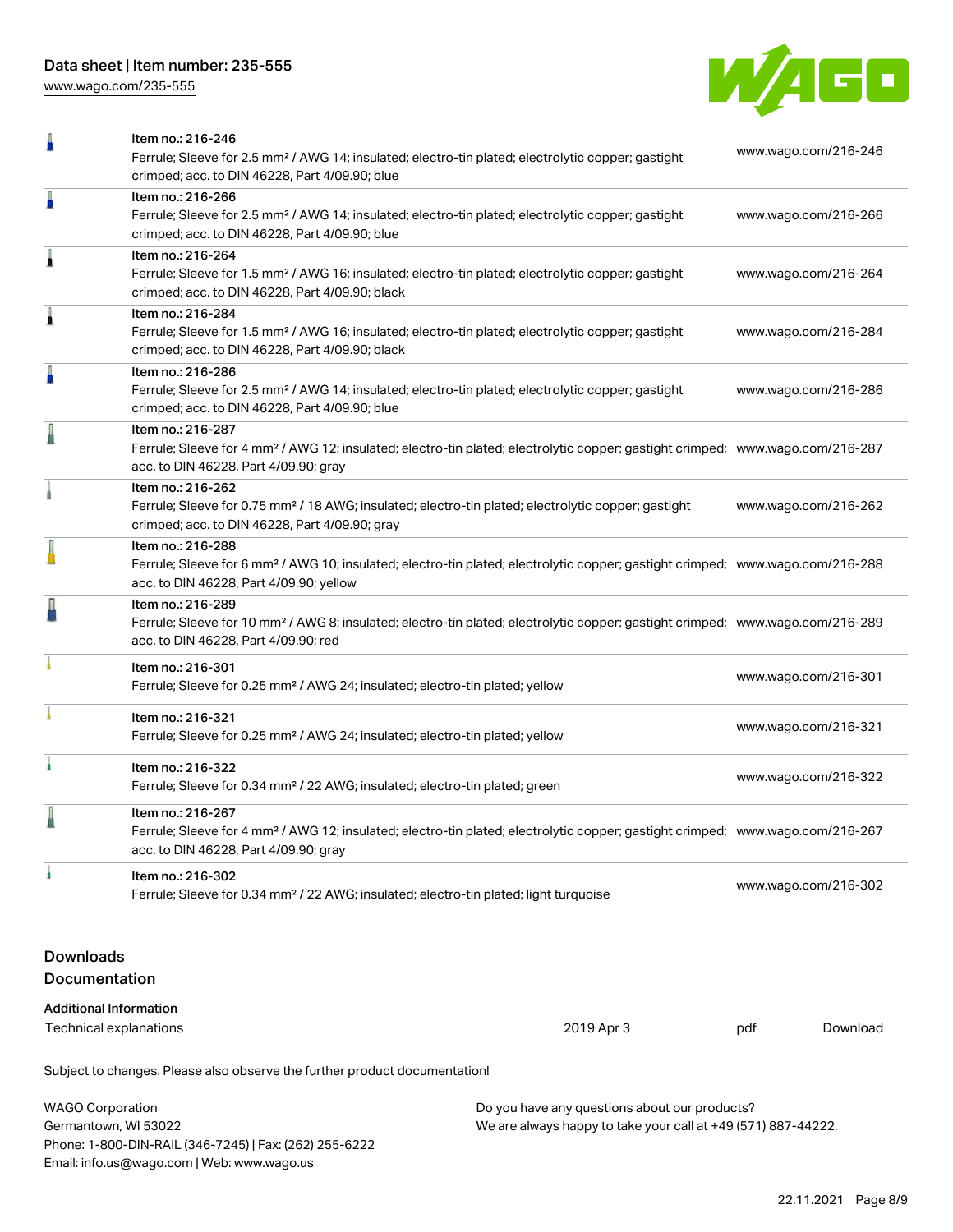| | | |
|---|---|---|
| | Item no.: 216-246<br>Ferrule; Sleeve for 2.5 mm² / AWG 14; insulated; electro-tin plated; electrolytic copper; gastight crimped; acc. to DIN 46228, Part 4/09.90; blue | www.wago.com/216-246 |
| | Item no.: 216-266<br>Ferrule; Sleeve for 2.5 mm² / AWG 14; insulated; electro-tin plated; electrolytic copper; gastight crimped; acc. to DIN 46228, Part 4/09.90; blue | www.wago.com/216-266 |
| | Item no.: 216-264<br>Ferrule; Sleeve for 1.5 mm² / AWG 16; insulated; electro-tin plated; electrolytic copper; gastight crimped; acc. to DIN 46228, Part 4/09.90; black | www.wago.com/216-264 |
| | Item no.: 216-284<br>Ferrule; Sleeve for 1.5 mm² / AWG 16; insulated; electro-tin plated; electrolytic copper; gastight crimped; acc. to DIN 46228, Part 4/09.90; black | www.wago.com/216-284 |
| | Item no.: 216-286<br>Ferrule; Sleeve for 2.5 mm² / AWG 14; insulated; electro-tin plated; electrolytic copper; gastight crimped; acc. to DIN 46228, Part 4/09.90; blue | www.wago.com/216-286 |
| | Item no.: 216-287<br>Ferrule; Sleeve for 4 mm² / AWG 12; insulated; electro-tin plated; electrolytic copper; gastight crimped; acc. to DIN 46228, Part 4/09.90; gray | www.wago.com/216-287 |
| | Item no.: 216-262<br>Ferrule; Sleeve for 0.75 mm² / 18 AWG; insulated; electro-tin plated; electrolytic copper; gastight crimped; acc. to DIN 46228, Part 4/09.90; gray | www.wago.com/216-262 |
| | Item no.: 216-288<br>Ferrule; Sleeve for 6 mm² / AWG 10; insulated; electro-tin plated; electrolytic copper; gastight crimped; acc. to DIN 46228, Part 4/09.90; yellow | www.wago.com/216-288 |
| | Item no.: 216-289<br>Ferrule; Sleeve for 10 mm² / AWG 8; insulated; electro-tin plated; electrolytic copper; gastight crimped; acc. to DIN 46228, Part 4/09.90; red | www.wago.com/216-289 |
| | Item no.: 216-301<br>Ferrule; Sleeve for 0.25 mm² / AWG 24; insulated; electro-tin plated; yellow | www.wago.com/216-301 |
| | Item no.: 216-321<br>Ferrule; Sleeve for 0.25 mm² / AWG 24; insulated; electro-tin plated; yellow | www.wago.com/216-321 |
| | Item no.: 216-322<br>Ferrule; Sleeve for 0.34 mm² / 22 AWG; insulated; electro-tin plated; green | www.wago.com/216-322 |
| | Item no.: 216-267<br>Ferrule; Sleeve for 4 mm² / AWG 12; insulated; electro-tin plated; electrolytic copper; gastight crimped; acc. to DIN 46228, Part 4/09.90; gray | www.wago.com/216-267 |
| | Item no.: 216-302<br>Ferrule; Sleeve for 0.34 mm² / 22 AWG; insulated; electro-tin plated; light turquoise | www.wago.com/216-302 |

## Downloads

### Documentation

**Additional Information**

| | | | |
|---|---|---|---|
| Technical explanations | 2019 Apr 3 | pdf | Download |

Subject to changes. Please also observe the further product documentation!

WAGO Corporation
Germantown, WI 53022
Phone: 1-800-DIN-RAIL (346-7245) | Fax: (262) 255-6222
Email: info.us@wago.com | Web: www.wago.us

Do you have any questions about our products?
We are always happy to take your call at +49 (571) 887-44222.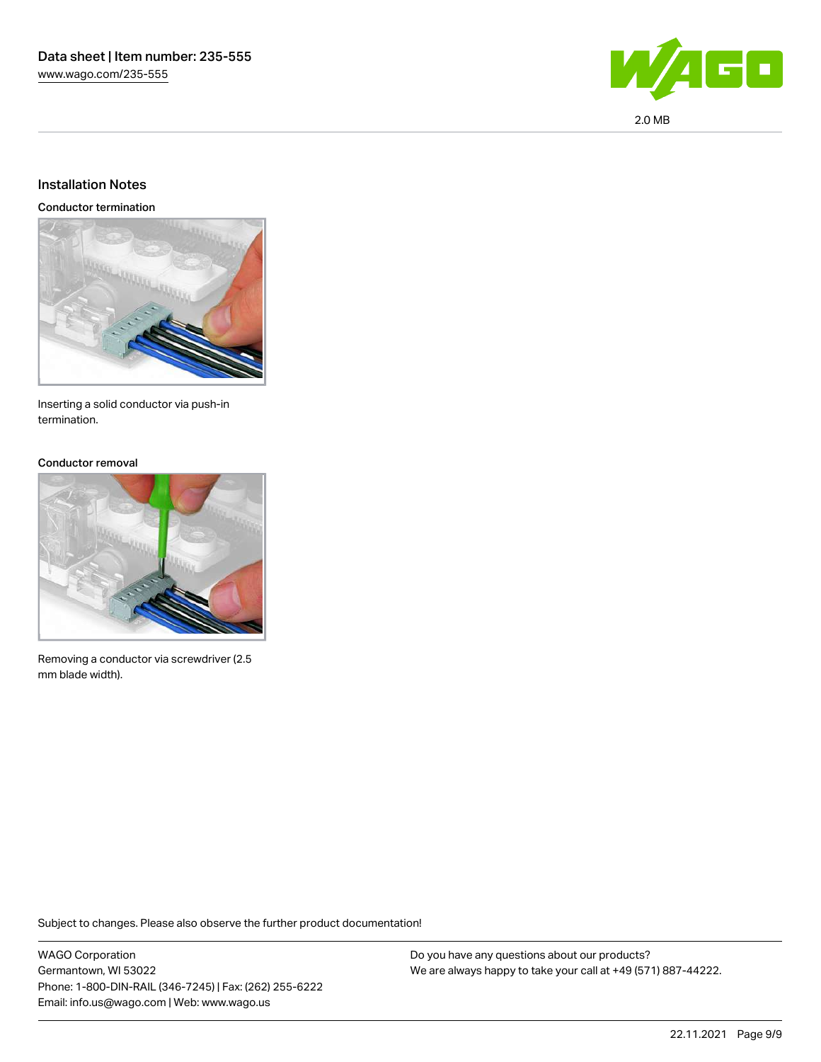## Installation Notes

### Conductor termination

Inserting a solid conductor via push-in termination.

### Conductor removal

Removing a conductor via screwdriver (2.5 mm blade width).

Subject to changes. Please also observe the further product documentation!

WAGO Corporation
Germantown, WI 53022
Phone: 1-800-DIN-RAIL (346-7245) | Fax: (262) 255-6222
Email: info.us@wago.com | Web: www.wago.us

Do you have any questions about our products?
We are always happy to take your call at +49 (571) 887-44222.